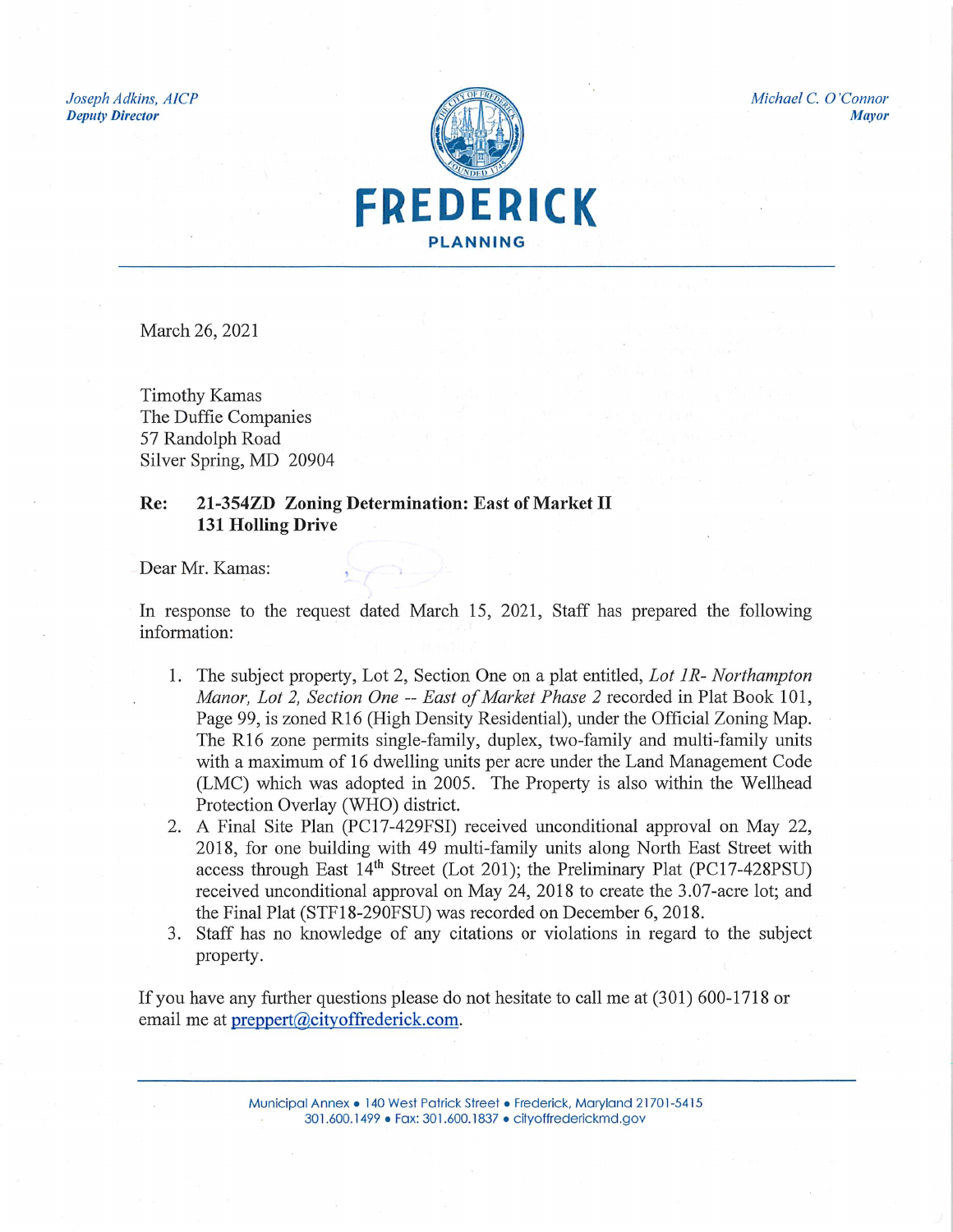*Joseph Adkins, AICP*
***Deputy Director***

*Michael C. O'Connor*
***Mayor***

# FREDERICK
**PLANNING**

March 26, 2021

Timothy Kamas
The Duffie Companies
57 Randolph Road
Silver Spring, MD 20904

**Re: 21-354ZD Zoning Determination: East of Market II**
**131 Holling Drive**

Dear Mr. Kamas:

In response to the request dated March 15, 2021, Staff has prepared the following information:

1. The subject property, Lot 2, Section One on a plat entitled, *Lot 1R- Northampton Manor, Lot 2, Section One -- East of Market Phase 2* recorded in Plat Book 101, Page 99, is zoned R16 (High Density Residential), under the Official Zoning Map. The R16 zone permits single-family, duplex, two-family and multi-family units with a maximum of 16 dwelling units per acre under the Land Management Code (LMC) which was adopted in 2005. The Property is also within the Wellhead Protection Overlay (WHO) district.
2. A Final Site Plan (PC17-429FSI) received unconditional approval on May 22, 2018, for one building with 49 multi-family units along North East Street with access through East 14th Street (Lot 201); the Preliminary Plat (PC17-428PSU) received unconditional approval on May 24, 2018 to create the 3.07-acre lot; and the Final Plat (STF18-290FSU) was recorded on December 6, 2018.
3. Staff has no knowledge of any citations or violations in regard to the subject property.

If you have any further questions please do not hesitate to call me at (301) 600-1718 or email me at preppert@cityoffrederick.com.

Municipal Annex • 140 West Patrick Street • Frederick, Maryland 21701-5415
301.600.1499 • Fax: 301.600.1837 • cityoffrederickmd.gov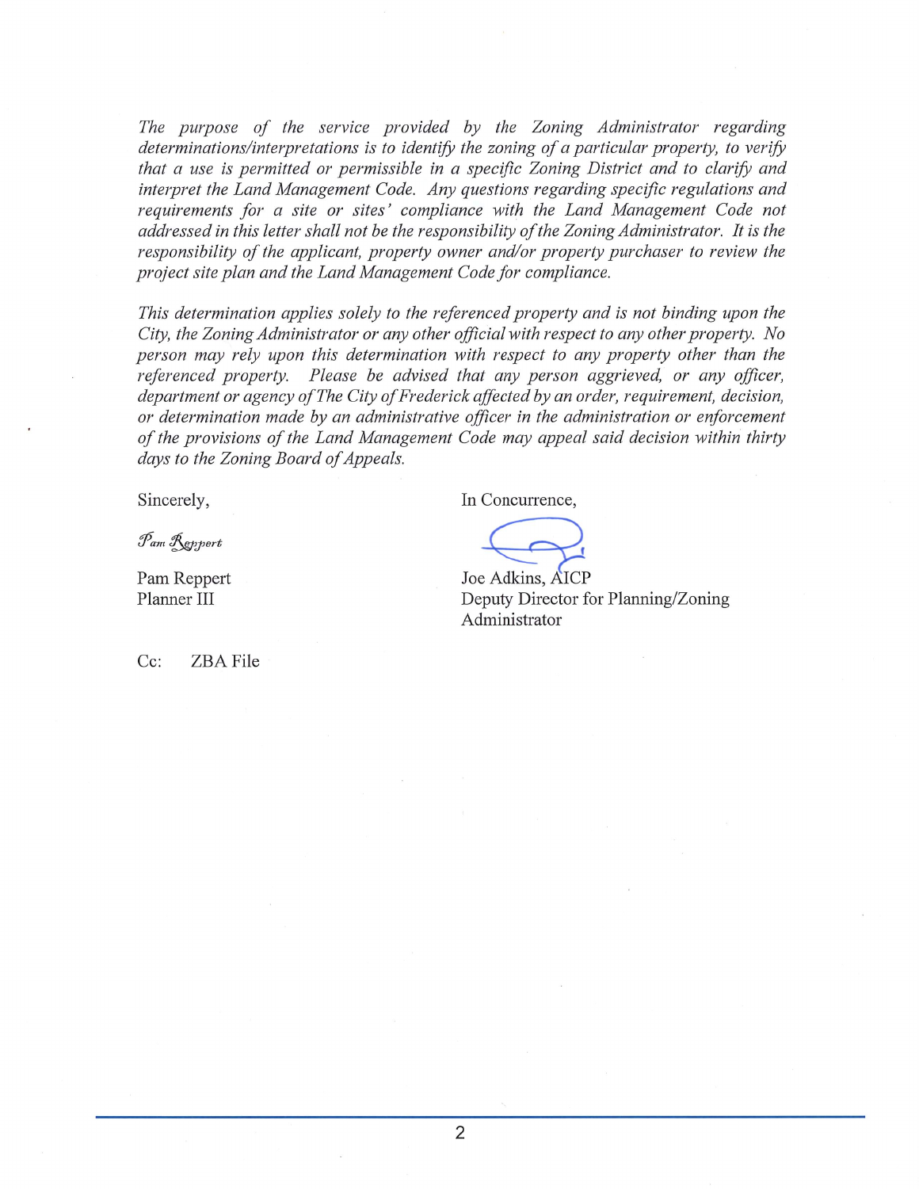*The purpose of the service provided by the Zoning Administrator regarding determinations/interpretations is to identify the zoning of a particular property, to verify that a use is permitted or permissible in a specific Zoning District and to clarify and interpret the Land Management Code. Any questions regarding specific regulations and requirements for a site or sites' compliance with the Land Management Code not addressed in this letter shall not be the responsibility of the Zoning Administrator. It is the responsibility of the applicant, property owner and/or property purchaser to review the project site plan and the Land Management Code for compliance.*

*This determination applies solely to the referenced property and is not binding upon the City, the Zoning Administrator or any other official with respect to any other property. No person may rely upon this determination with respect to any property other than the referenced property. Please be advised that any person aggrieved, or any officer, department or agency of The City of Frederick affected by an order, requirement, decision, or determination made by an administrative officer in the administration or enforcement of the provisions of the Land Management Code may appeal said decision within thirty days to the Zoning Board of Appeals.*

Sincerely,

*Pam Reppert*

Pam Reppert
Planner III

In Concurrence,

Joe Adkins, AICP
Deputy Director for Planning/Zoning Administrator

Cc: ZBA File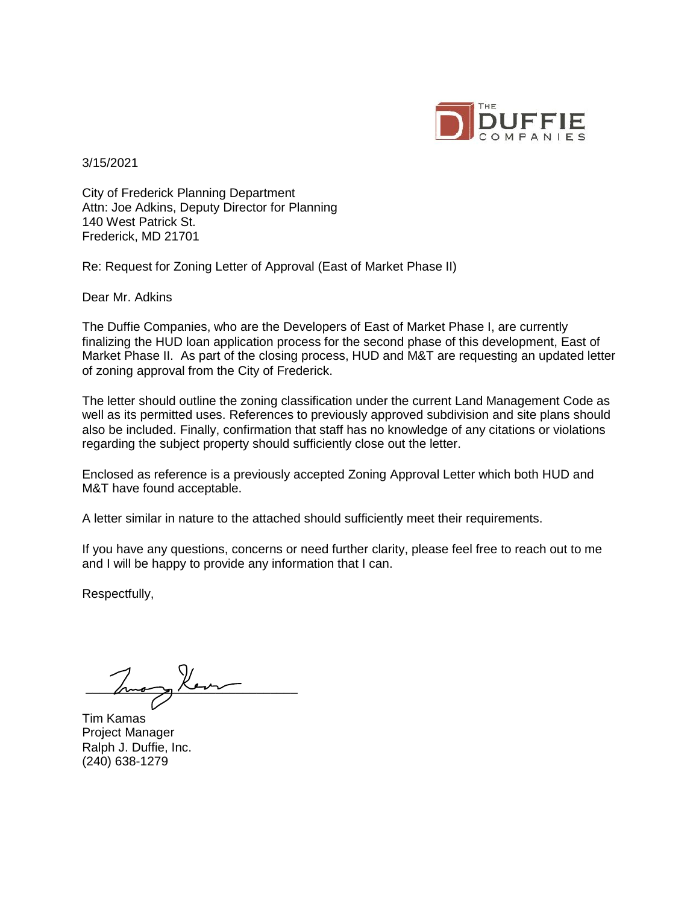THE DUFFIE COMPANIES

3/15/2021

City of Frederick Planning Department
Attn: Joe Adkins, Deputy Director for Planning
140 West Patrick St.
Frederick, MD 21701

Re: Request for Zoning Letter of Approval (East of Market Phase II)

Dear Mr. Adkins

The Duffie Companies, who are the Developers of East of Market Phase I, are currently finalizing the HUD loan application process for the second phase of this development, East of Market Phase II. As part of the closing process, HUD and M&T are requesting an updated letter of zoning approval from the City of Frederick.

The letter should outline the zoning classification under the current Land Management Code as well as its permitted uses. References to previously approved subdivision and site plans should also be included. Finally, confirmation that staff has no knowledge of any citations or violations regarding the subject property should sufficiently close out the letter.

Enclosed as reference is a previously accepted Zoning Approval Letter which both HUD and M&T have found acceptable.

A letter similar in nature to the attached should sufficiently meet their requirements.

If you have any questions, concerns or need further clarity, please feel free to reach out to me and I will be happy to provide any information that I can.

Respectfully,

Tim Kamas
Project Manager
Ralph J. Duffie, Inc.
(240) 638-1279